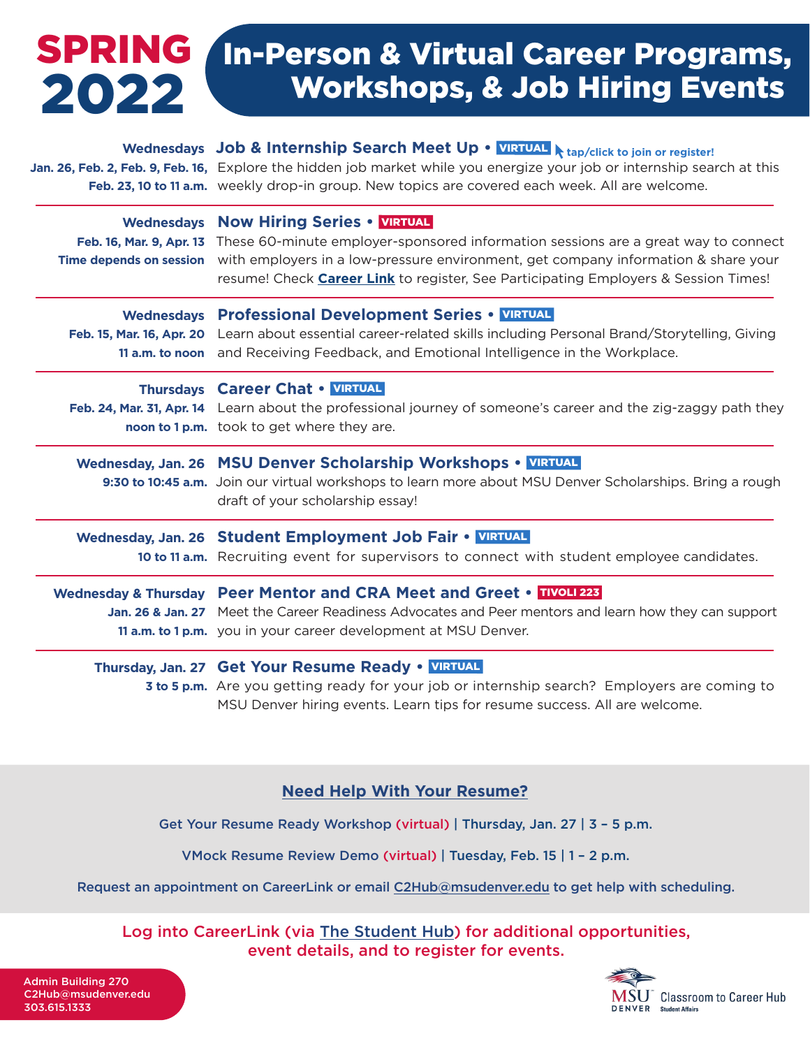# SPRING 2022

# In-Person & Virtual Career Programs, Workshops, & Job Hiring Events

**Wednesdays**
**Jan. 26, Feb. 2, Feb. 9, Feb. 16, Feb. 23, 10 to 11 a.m.**

## Job & Internship Search Meet Up • VIRTUAL

tap/click to join or register!

Explore the hidden job market while you energize your job or internship search at this weekly drop-in group. New topics are covered each week. All are welcome.

---

**Wednesdays**
**Feb. 16, Mar. 9, Apr. 13**
**Time depends on session**

## Now Hiring Series • VIRTUAL

These 60-minute employer-sponsored information sessions are a great way to connect with employers in a low-pressure environment, get company information & share your resume! Check Career Link to register, See Participating Employers & Session Times!

---

**Wednesdays**
**Feb. 15, Mar. 16, Apr. 20**
**11 a.m. to noon**

## Professional Development Series • VIRTUAL

Learn about essential career-related skills including Personal Brand/Storytelling, Giving and Receiving Feedback, and Emotional Intelligence in the Workplace.

---

**Thursdays**
**Feb. 24, Mar. 31, Apr. 14**
**noon to 1 p.m.**

## Career Chat • VIRTUAL

Learn about the professional journey of someone's career and the zig-zaggy path they took to get where they are.

---

**Wednesday, Jan. 26**
**9:30 to 10:45 a.m.**

## MSU Denver Scholarship Workshops • VIRTUAL

Join our virtual workshops to learn more about MSU Denver Scholarships. Bring a rough draft of your scholarship essay!

---

**Wednesday, Jan. 26**
**10 to 11 a.m.**

## Student Employment Job Fair • VIRTUAL

Recruiting event for supervisors to connect with student employee candidates.

---

**Wednesday & Thursday**
**Jan. 26 & Jan. 27**
**11 a.m. to 1 p.m.**

## Peer Mentor and CRA Meet and Greet • TIVOLI 223

Meet the Career Readiness Advocates and Peer mentors and learn how they can support you in your career development at MSU Denver.

---

**Thursday, Jan. 27**
**3 to 5 p.m.**

## Get Your Resume Ready • VIRTUAL

Are you getting ready for your job or internship search? Employers are coming to MSU Denver hiring events. Learn tips for resume success. All are welcome.

---

## Need Help With Your Resume?

Get Your Resume Ready Workshop (virtual) | Thursday, Jan. 27 | 3 – 5 p.m.

VMock Resume Review Demo (virtual) | Tuesday, Feb. 15 | 1 – 2 p.m.

Request an appointment on CareerLink or email C2Hub@msudenver.edu to get help with scheduling.

**Log into CareerLink (via The Student Hub) for additional opportunities, event details, and to register for events.**

Admin Building 270
C2Hub@msudenver.edu
303.615.1333

MSU Denver Classroom to Career Hub
Student Affairs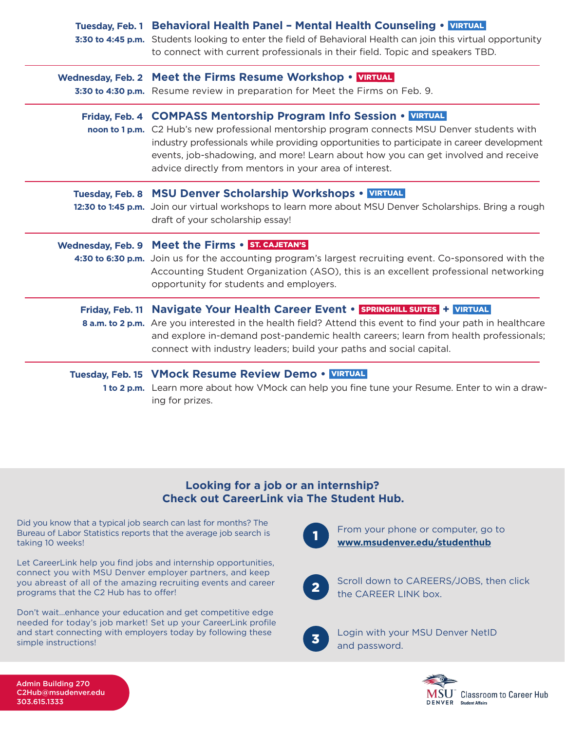**Tuesday, Feb. 1**
**3:30 to 4:45 p.m.**

### Behavioral Health Panel – Mental Health Counseling • VIRTUAL

Students looking to enter the field of Behavioral Health can join this virtual opportunity to connect with current professionals in their field. Topic and speakers TBD.

---

**Wednesday, Feb. 2**
**3:30 to 4:30 p.m.**

### Meet the Firms Resume Workshop • VIRTUAL

Resume review in preparation for Meet the Firms on Feb. 9.

---

**Friday, Feb. 4**
**noon to 1 p.m.**

### COMPASS Mentorship Program Info Session • VIRTUAL

C2 Hub's new professional mentorship program connects MSU Denver students with industry professionals while providing opportunities to participate in career development events, job-shadowing, and more! Learn about how you can get involved and receive advice directly from mentors in your area of interest.

---

**Tuesday, Feb. 8**
**12:30 to 1:45 p.m.**

### MSU Denver Scholarship Workshops • VIRTUAL

Join our virtual workshops to learn more about MSU Denver Scholarships. Bring a rough draft of your scholarship essay!

---

**Wednesday, Feb. 9**
**4:30 to 6:30 p.m.**

### Meet the Firms • ST. CAJETAN'S

Join us for the accounting program's largest recruiting event. Co-sponsored with the Accounting Student Organization (ASO), this is an excellent professional networking opportunity for students and employers.

---

**Friday, Feb. 11**
**8 a.m. to 2 p.m.**

### Navigate Your Health Career Event • SPRINGHILL SUITES + VIRTUAL

Are you interested in the health field? Attend this event to find your path in healthcare and explore in-demand post-pandemic health careers; learn from health professionals; connect with industry leaders; build your paths and social capital.

---

**Tuesday, Feb. 15**
**1 to 2 p.m.**

### VMock Resume Review Demo • VIRTUAL

Learn more about how VMock can help you fine tune your Resume. Enter to win a drawing for prizes.

---

## Looking for a job or an internship? Check out CareerLink via The Student Hub.

Did you know that a typical job search can last for months? The Bureau of Labor Statistics reports that the average job search is taking 10 weeks!

Let CareerLink help you find jobs and internship opportunities, connect you with MSU Denver employer partners, and keep you abreast of all of the amazing recruiting events and career programs that the C2 Hub has to offer!

Don't wait…enhance your education and get competitive edge needed for today's job market! Set up your CareerLink profile and start connecting with employers today by following these simple instructions!

1. From your phone or computer, go to **www.msudenver.edu/studenthub**
2. Scroll down to CAREERS/JOBS, then click the CAREER LINK box.
3. Login with your MSU Denver NetID and password.

Admin Building 270
C2Hub@msudenver.edu
303.615.1333

MSU Denver Classroom to Career Hub
Student Affairs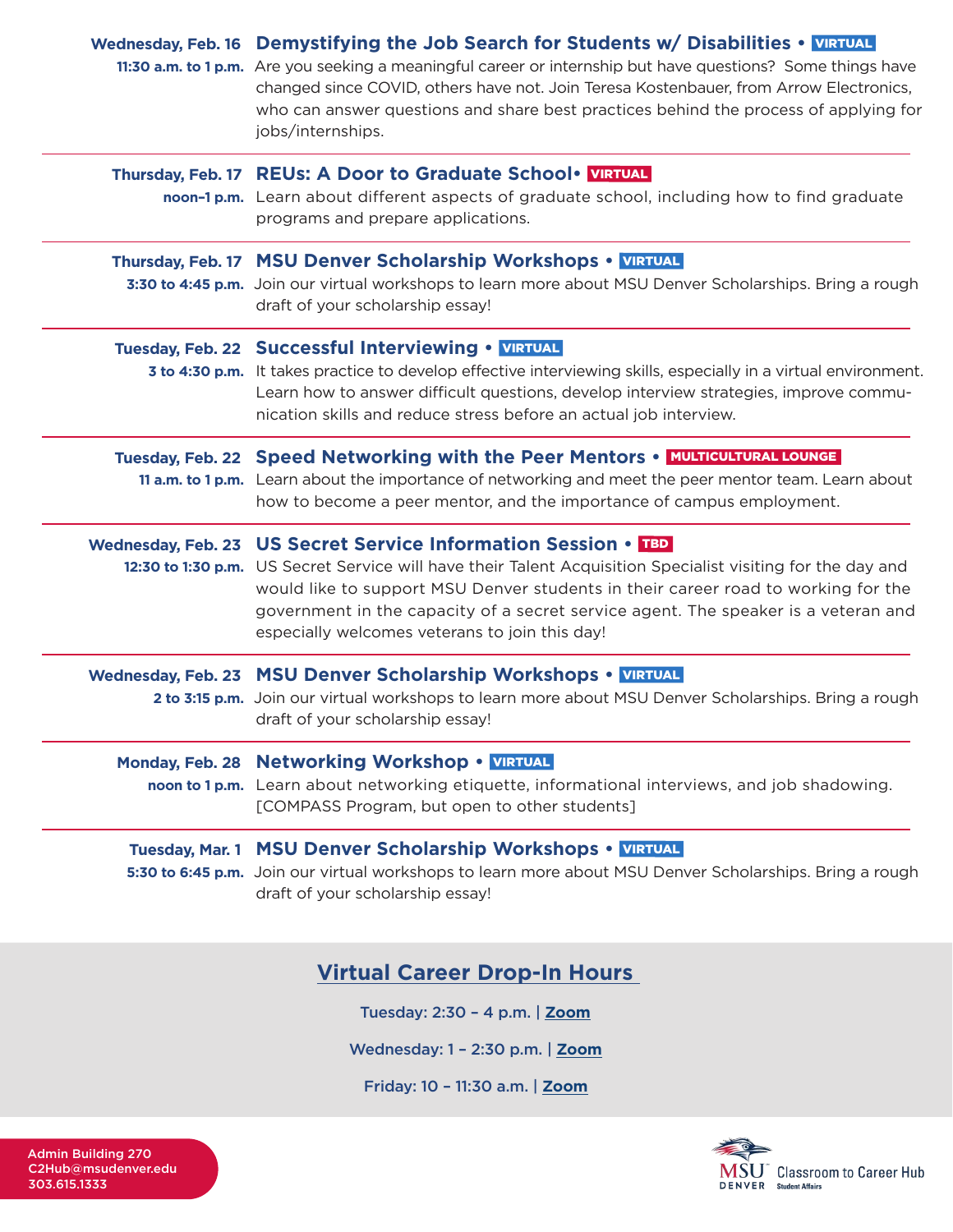**Wednesday, Feb. 16**
**11:30 a.m. to 1 p.m.**

### Demystifying the Job Search for Students w/ Disabilities • VIRTUAL

Are you seeking a meaningful career or internship but have questions? Some things have changed since COVID, others have not. Join Teresa Kostenbauer, from Arrow Electronics, who can answer questions and share best practices behind the process of applying for jobs/internships.

---

**Thursday, Feb. 17**
**noon–1 p.m.**

### REUs: A Door to Graduate School• VIRTUAL

Learn about different aspects of graduate school, including how to find graduate programs and prepare applications.

---

**Thursday, Feb. 17**
**3:30 to 4:45 p.m.**

### MSU Denver Scholarship Workshops • VIRTUAL

Join our virtual workshops to learn more about MSU Denver Scholarships. Bring a rough draft of your scholarship essay!

---

**Tuesday, Feb. 22**
**3 to 4:30 p.m.**

### Successful Interviewing • VIRTUAL

It takes practice to develop effective interviewing skills, especially in a virtual environment. Learn how to answer difficult questions, develop interview strategies, improve communication skills and reduce stress before an actual job interview.

---

**Tuesday, Feb. 22**
**11 a.m. to 1 p.m.**

### Speed Networking with the Peer Mentors • MULTICULTURAL LOUNGE

Learn about the importance of networking and meet the peer mentor team. Learn about how to become a peer mentor, and the importance of campus employment.

---

**Wednesday, Feb. 23**
**12:30 to 1:30 p.m.**

### US Secret Service Information Session • TBD

US Secret Service will have their Talent Acquisition Specialist visiting for the day and would like to support MSU Denver students in their career road to working for the government in the capacity of a secret service agent. The speaker is a veteran and especially welcomes veterans to join this day!

---

**Wednesday, Feb. 23**
**2 to 3:15 p.m.**

### MSU Denver Scholarship Workshops • VIRTUAL

Join our virtual workshops to learn more about MSU Denver Scholarships. Bring a rough draft of your scholarship essay!

---

**Monday, Feb. 28**
**noon to 1 p.m.**

### Networking Workshop • VIRTUAL

Learn about networking etiquette, informational interviews, and job shadowing. [COMPASS Program, but open to other students]

---

**Tuesday, Mar. 1**
**5:30 to 6:45 p.m.**

### MSU Denver Scholarship Workshops • VIRTUAL

Join our virtual workshops to learn more about MSU Denver Scholarships. Bring a rough draft of your scholarship essay!

---

## Virtual Career Drop-In Hours

Tuesday: 2:30 – 4 p.m. | Zoom

Wednesday: 1 – 2:30 p.m. | Zoom

Friday: 10 – 11:30 a.m. | Zoom

Admin Building 270
C2Hub@msudenver.edu
303.615.1333

MSU Denver Classroom to Career Hub
Student Affairs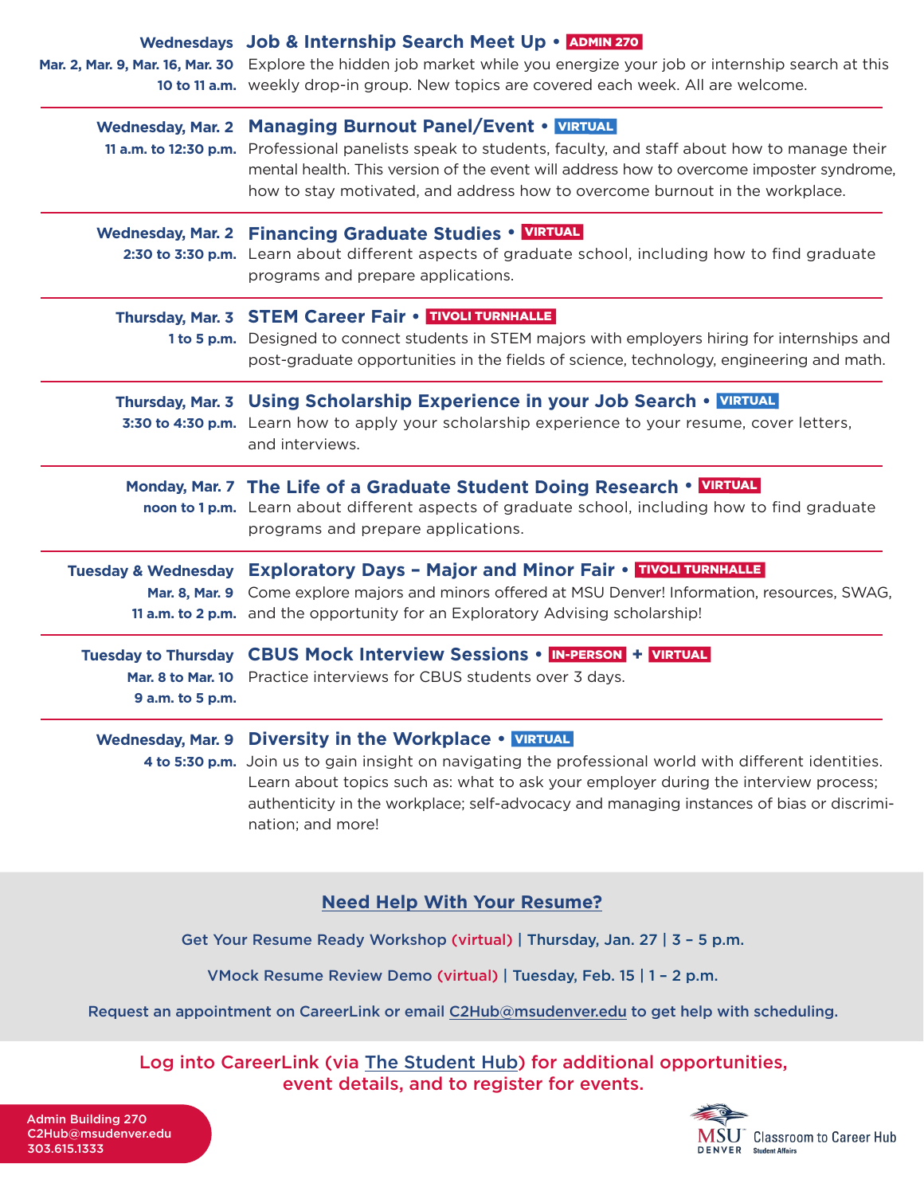**Wednesdays**
**Mar. 2, Mar. 9, Mar. 16, Mar. 30**
**10 to 11 a.m.**

### Job & Internship Search Meet Up • ADMIN 270

Explore the hidden job market while you energize your job or internship search at this weekly drop-in group. New topics are covered each week. All are welcome.

---

**Wednesday, Mar. 2**
**11 a.m. to 12:30 p.m.**

### Managing Burnout Panel/Event • VIRTUAL

Professional panelists speak to students, faculty, and staff about how to manage their mental health. This version of the event will address how to overcome imposter syndrome, how to stay motivated, and address how to overcome burnout in the workplace.

---

**Wednesday, Mar. 2**
**2:30 to 3:30 p.m.**

### Financing Graduate Studies • VIRTUAL

Learn about different aspects of graduate school, including how to find graduate programs and prepare applications.

---

**Thursday, Mar. 3**
**1 to 5 p.m.**

### STEM Career Fair • TIVOLI TURNHALLE

Designed to connect students in STEM majors with employers hiring for internships and post-graduate opportunities in the fields of science, technology, engineering and math.

---

**Thursday, Mar. 3**
**3:30 to 4:30 p.m.**

### Using Scholarship Experience in your Job Search • VIRTUAL

Learn how to apply your scholarship experience to your resume, cover letters, and interviews.

---

**Monday, Mar. 7**
**noon to 1 p.m.**

### The Life of a Graduate Student Doing Research • VIRTUAL

Learn about different aspects of graduate school, including how to find graduate programs and prepare applications.

---

**Tuesday & Wednesday**
**Mar. 8, Mar. 9**
**11 a.m. to 2 p.m.**

### Exploratory Days – Major and Minor Fair • TIVOLI TURNHALLE

Come explore majors and minors offered at MSU Denver! Information, resources, SWAG, and the opportunity for an Exploratory Advising scholarship!

---

**Tuesday to Thursday**
**Mar. 8 to Mar. 10**
**9 a.m. to 5 p.m.**

### CBUS Mock Interview Sessions • IN-PERSON + VIRTUAL

Practice interviews for CBUS students over 3 days.

---

**Wednesday, Mar. 9**
**4 to 5:30 p.m.**

### Diversity in the Workplace • VIRTUAL

Join us to gain insight on navigating the professional world with different identities. Learn about topics such as: what to ask your employer during the interview process; authenticity in the workplace; self-advocacy and managing instances of bias or discrimination; and more!

---

## Need Help With Your Resume?

Get Your Resume Ready Workshop (virtual) | Thursday, Jan. 27 | 3 – 5 p.m.

VMock Resume Review Demo (virtual) | Tuesday, Feb. 15 | 1 – 2 p.m.

Request an appointment on CareerLink or email C2Hub@msudenver.edu to get help with scheduling.

**Log into CareerLink (via The Student Hub) for additional opportunities, event details, and to register for events.**

Admin Building 270
C2Hub@msudenver.edu
303.615.1333

MSU Denver Classroom to Career Hub
Student Affairs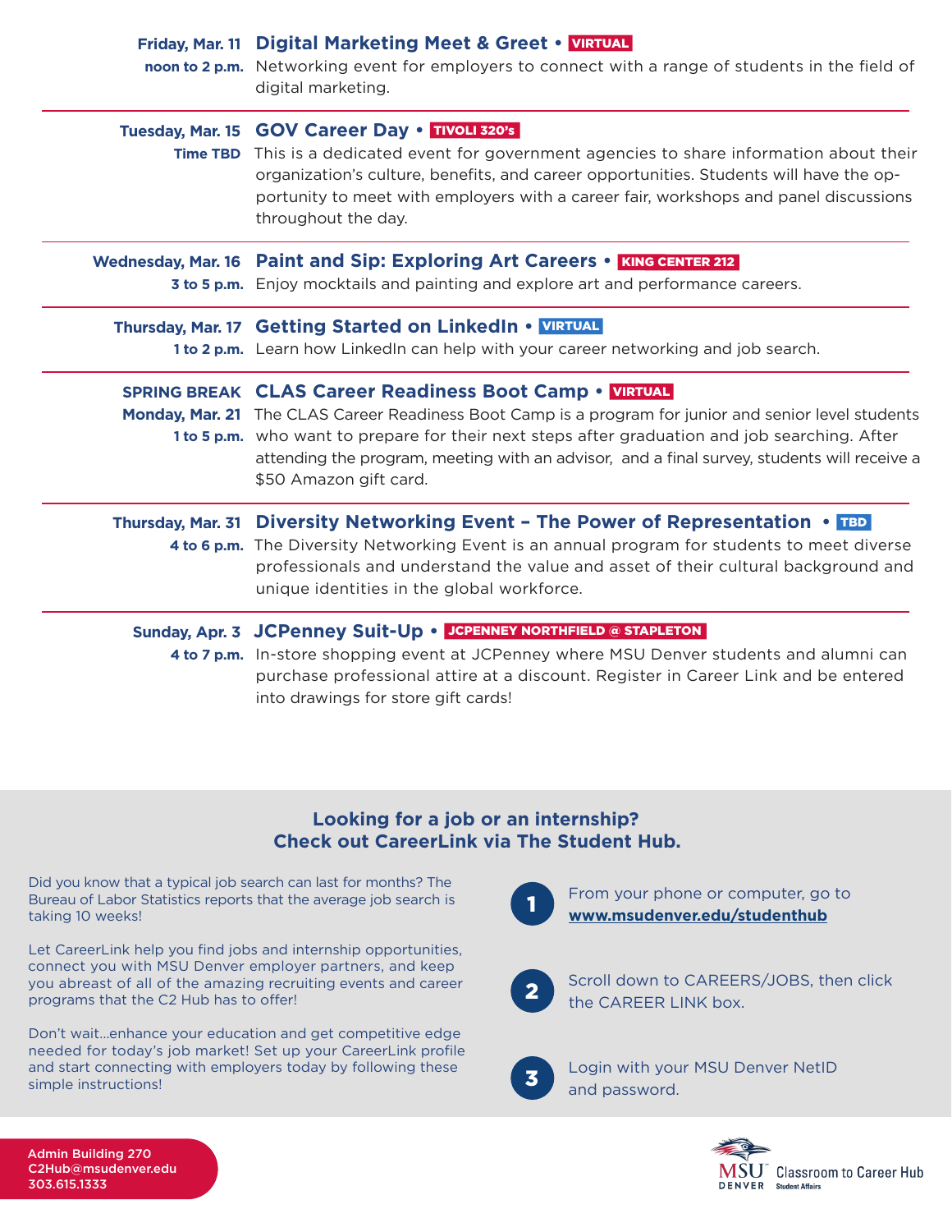**Friday, Mar. 11**
**noon to 2 p.m.**

### Digital Marketing Meet & Greet • VIRTUAL

Networking event for employers to connect with a range of students in the field of digital marketing.

---

**Tuesday, Mar. 15**
**Time TBD**

### GOV Career Day • TIVOLI 320's

This is a dedicated event for government agencies to share information about their organization's culture, benefits, and career opportunities. Students will have the opportunity to meet with employers with a career fair, workshops and panel discussions throughout the day.

---

**Wednesday, Mar. 16**
**3 to 5 p.m.**

### Paint and Sip: Exploring Art Careers • KING CENTER 212

Enjoy mocktails and painting and explore art and performance careers.

---

**Thursday, Mar. 17**
**1 to 2 p.m.**

### Getting Started on LinkedIn • VIRTUAL

Learn how LinkedIn can help with your career networking and job search.

---

**SPRING BREAK**
**Monday, Mar. 21**
**1 to 5 p.m.**

### CLAS Career Readiness Boot Camp • VIRTUAL

The CLAS Career Readiness Boot Camp is a program for junior and senior level students who want to prepare for their next steps after graduation and job searching. After attending the program, meeting with an advisor, and a final survey, students will receive a $50 Amazon gift card.

---

**Thursday, Mar. 31**
**4 to 6 p.m.**

### Diversity Networking Event – The Power of Representation • TBD

The Diversity Networking Event is an annual program for students to meet diverse professionals and understand the value and asset of their cultural background and unique identities in the global workforce.

---

**Sunday, Apr. 3**
**4 to 7 p.m.**

### JCPenney Suit-Up • JCPENNEY NORTHFIELD @ STAPLETON

In-store shopping event at JCPenney where MSU Denver students and alumni can purchase professional attire at a discount. Register in Career Link and be entered into drawings for store gift cards!

---

## Looking for a job or an internship? Check out CareerLink via The Student Hub.

Did you know that a typical job search can last for months? The Bureau of Labor Statistics reports that the average job search is taking 10 weeks!

Let CareerLink help you find jobs and internship opportunities, connect you with MSU Denver employer partners, and keep you abreast of all of the amazing recruiting events and career programs that the C2 Hub has to offer!

Don't wait...enhance your education and get competitive edge needed for today's job market! Set up your CareerLink profile and start connecting with employers today by following these simple instructions!

1. From your phone or computer, go to **www.msudenver.edu/studenthub**
2. Scroll down to CAREERS/JOBS, then click the CAREER LINK box.
3. Login with your MSU Denver NetID and password.

Admin Building 270
C2Hub@msudenver.edu
303.615.1333

MSU Denver Classroom to Career Hub
Student Affairs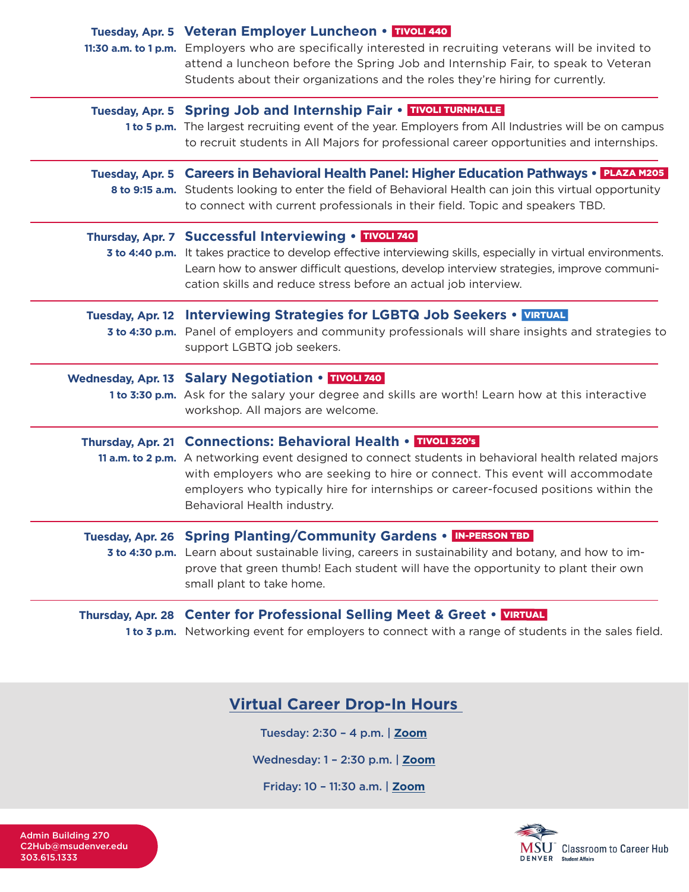**Tuesday, Apr. 5** **11:30 a.m. to 1 p.m.**

### Veteran Employer Luncheon • TIVOLI 440

Employers who are specifically interested in recruiting veterans will be invited to attend a luncheon before the Spring Job and Internship Fair, to speak to Veteran Students about their organizations and the roles they're hiring for currently.

---

**Tuesday, Apr. 5** **1 to 5 p.m.**

### Spring Job and Internship Fair • TIVOLI TURNHALLE

The largest recruiting event of the year. Employers from All Industries will be on campus to recruit students in All Majors for professional career opportunities and internships.

---

**Tuesday, Apr. 5** **8 to 9:15 a.m.**

### Careers in Behavioral Health Panel: Higher Education Pathways • PLAZA M205

Students looking to enter the field of Behavioral Health can join this virtual opportunity to connect with current professionals in their field. Topic and speakers TBD.

---

**Thursday, Apr. 7** **3 to 4:40 p.m.**

### Successful Interviewing • TIVOLI 740

It takes practice to develop effective interviewing skills, especially in virtual environments. Learn how to answer difficult questions, develop interview strategies, improve communication skills and reduce stress before an actual job interview.

---

**Tuesday, Apr. 12** **3 to 4:30 p.m.**

### Interviewing Strategies for LGBTQ Job Seekers • VIRTUAL

Panel of employers and community professionals will share insights and strategies to support LGBTQ job seekers.

---

**Wednesday, Apr. 13** **1 to 3:30 p.m.**

### Salary Negotiation • TIVOLI 740

Ask for the salary your degree and skills are worth! Learn how at this interactive workshop. All majors are welcome.

---

**Thursday, Apr. 21** **11 a.m. to 2 p.m.**

### Connections: Behavioral Health • TIVOLI 320's

A networking event designed to connect students in behavioral health related majors with employers who are seeking to hire or connect. This event will accommodate employers who typically hire for internships or career-focused positions within the Behavioral Health industry.

---

**Tuesday, Apr. 26** **3 to 4:30 p.m.**

### Spring Planting/Community Gardens • IN-PERSON TBD

Learn about sustainable living, careers in sustainability and botany, and how to improve that green thumb! Each student will have the opportunity to plant their own small plant to take home.

---

**Thursday, Apr. 28** **1 to 3 p.m.**

### Center for Professional Selling Meet & Greet • VIRTUAL

Networking event for employers to connect with a range of students in the sales field.

---

## Virtual Career Drop-In Hours

Tuesday: 2:30 – 4 p.m. | Zoom

Wednesday: 1 – 2:30 p.m. | Zoom

Friday: 10 – 11:30 a.m. | Zoom

Admin Building 270
C2Hub@msudenver.edu
303.615.1333

MSU Denver Classroom to Career Hub
Student Affairs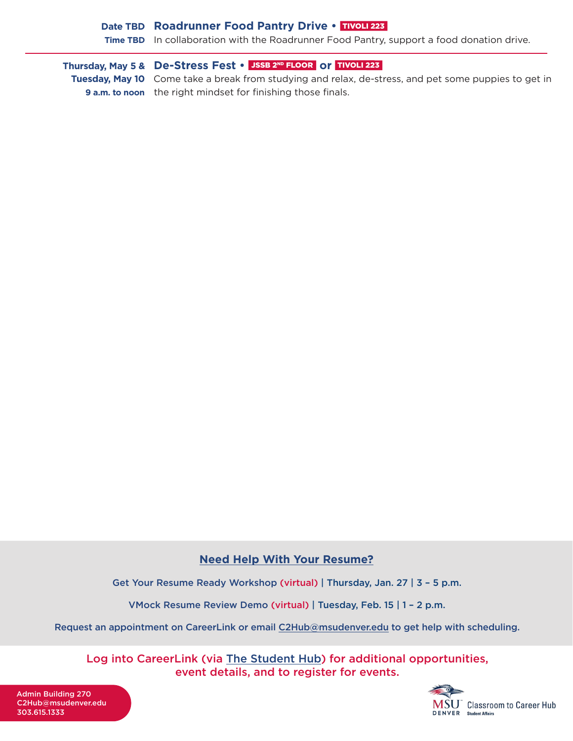**Date TBD** **Roadrunner Food Pantry Drive** • TIVOLI 223
**Time TBD** In collaboration with the Roadrunner Food Pantry, support a food donation drive.

---

**Thursday, May 5 &** **De-Stress Fest** • JSSB 2ND FLOOR or TIVOLI 223
**Tuesday, May 10** Come take a break from studying and relax, de-stress, and pet some puppies to get in
**9 a.m. to noon** the right mindset for finishing those finals.

## Need Help With Your Resume?

Get Your Resume Ready Workshop (virtual) | Thursday, Jan. 27 | 3 – 5 p.m.

VMock Resume Review Demo (virtual) | Tuesday, Feb. 15 | 1 – 2 p.m.

Request an appointment on CareerLink or email C2Hub@msudenver.edu to get help with scheduling.

Log into CareerLink (via The Student Hub) for additional opportunities, event details, and to register for events.

Admin Building 270
C2Hub@msudenver.edu
303.615.1333

MSU DENVER Classroom to Career Hub
Student Affairs